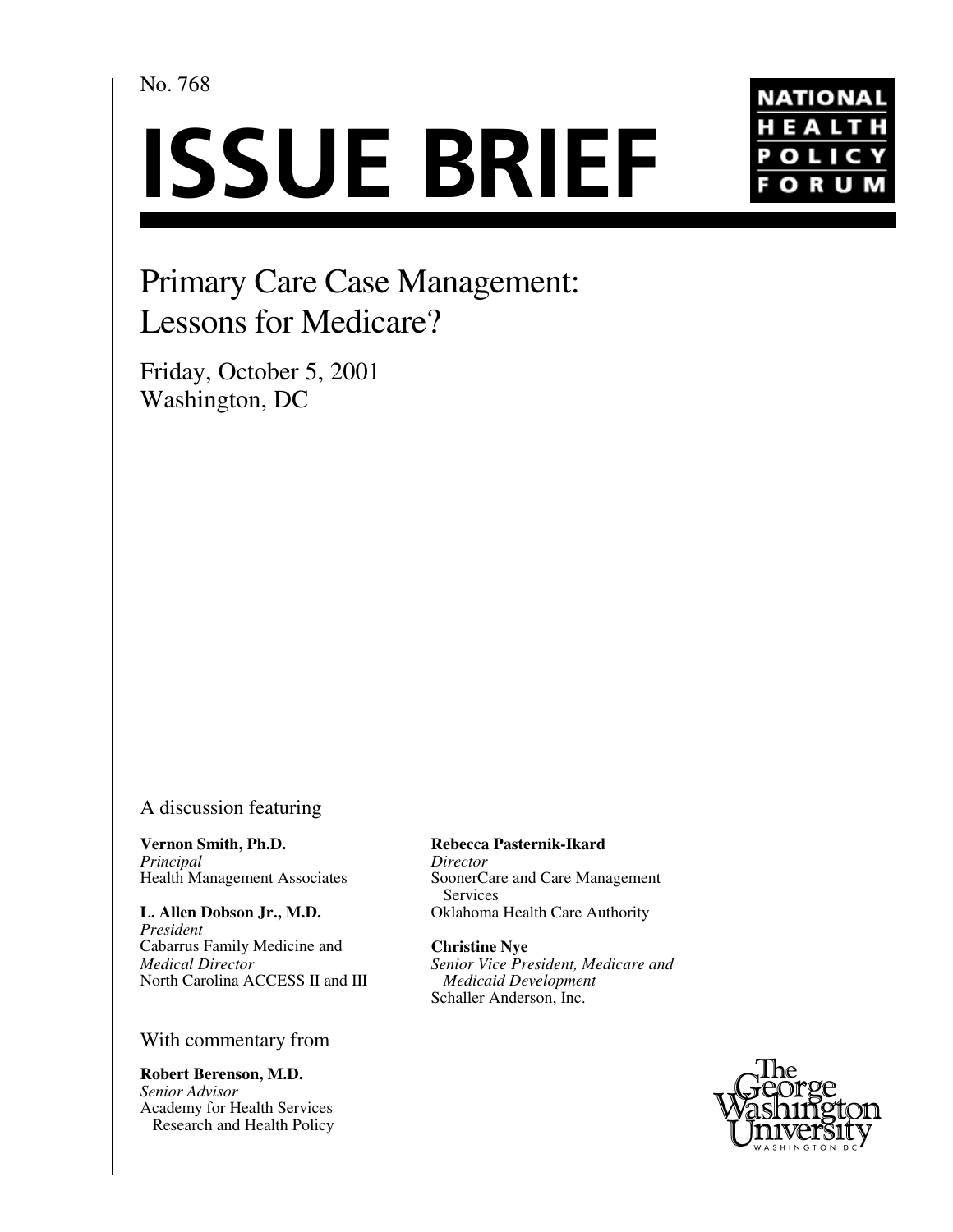No. 768

# ISSUE BRIEF

NATIONAL HEALTH POLICY FORUM

## Primary Care Case Management: Lessons for Medicare?

Friday, October 5, 2001
Washington, DC

A discussion featuring

**Vernon Smith, Ph.D.**
*Principal*
Health Management Associates

**L. Allen Dobson Jr., M.D.**
*President*
Cabarrus Family Medicine and
*Medical Director*
North Carolina ACCESS II and III

**Rebecca Pasternik-Ikard**
*Director*
SoonerCare and Care Management Services
Oklahoma Health Care Authority

**Christine Nye**
*Senior Vice President, Medicare and Medicaid Development*
Schaller Anderson, Inc.

With commentary from

**Robert Berenson, M.D.**
*Senior Advisor*
Academy for Health Services Research and Health Policy

The George Washington University
WASHINGTON DC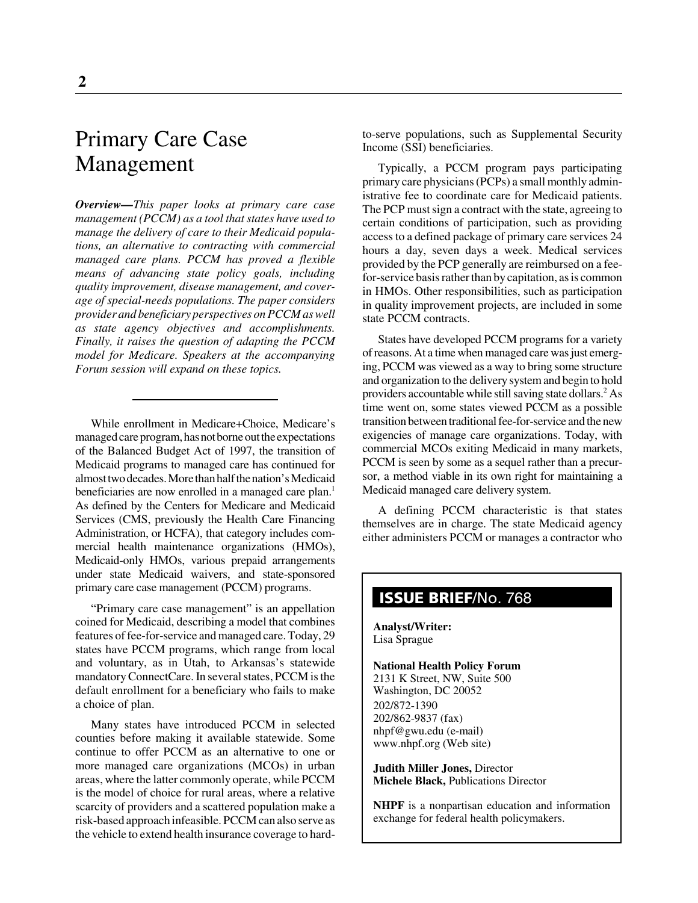# Primary Care Case Management

***Overview—****This paper looks at primary care case management (PCCM) as a tool that states have used to manage the delivery of care to their Medicaid populations, an alternative to contracting with commercial managed care plans. PCCM has proved a flexible means of advancing state policy goals, including quality improvement, disease management, and coverage of special-needs populations. The paper considers provider and beneficiary perspectives on PCCM as well as state agency objectives and accomplishments. Finally, it raises the question of adapting the PCCM model for Medicare. Speakers at the accompanying Forum session will expand on these topics.*

---

While enrollment in Medicare+Choice, Medicare's managed care program, has not borne out the expectations of the Balanced Budget Act of 1997, the transition of Medicaid programs to managed care has continued for almost two decades. More than half the nation's Medicaid beneficiaries are now enrolled in a managed care plan.[1] As defined by the Centers for Medicare and Medicaid Services (CMS, previously the Health Care Financing Administration, or HCFA), that category includes commercial health maintenance organizations (HMOs), Medicaid-only HMOs, various prepaid arrangements under state Medicaid waivers, and state-sponsored primary care case management (PCCM) programs.

"Primary care case management" is an appellation coined for Medicaid, describing a model that combines features of fee-for-service and managed care. Today, 29 states have PCCM programs, which range from local and voluntary, as in Utah, to Arkansas's statewide mandatory ConnectCare. In several states, PCCM is the default enrollment for a beneficiary who fails to make a choice of plan.

Many states have introduced PCCM in selected counties before making it available statewide. Some continue to offer PCCM as an alternative to one or more managed care organizations (MCOs) in urban areas, where the latter commonly operate, while PCCM is the model of choice for rural areas, where a relative scarcity of providers and a scattered population make a risk-based approach infeasible. PCCM can also serve as the vehicle to extend health insurance coverage to hard-to-serve populations, such as Supplemental Security Income (SSI) beneficiaries.

Typically, a PCCM program pays participating primary care physicians (PCPs) a small monthly administrative fee to coordinate care for Medicaid patients. The PCP must sign a contract with the state, agreeing to certain conditions of participation, such as providing access to a defined package of primary care services 24 hours a day, seven days a week. Medical services provided by the PCP generally are reimbursed on a fee-for-service basis rather than by capitation, as is common in HMOs. Other responsibilities, such as participation in quality improvement projects, are included in some state PCCM contracts.

States have developed PCCM programs for a variety of reasons. At a time when managed care was just emerging, PCCM was viewed as a way to bring some structure and organization to the delivery system and begin to hold providers accountable while still saving state dollars.[2] As time went on, some states viewed PCCM as a possible transition between traditional fee-for-service and the new exigencies of manage care organizations. Today, with commercial MCOs exiting Medicaid in many markets, PCCM is seen by some as a sequel rather than a precursor, a method viable in its own right for maintaining a Medicaid managed care delivery system.

A defining PCCM characteristic is that states themselves are in charge. The state Medicaid agency either administers PCCM or manages a contractor who

**ISSUE BRIEF**/No. 768

**Analyst/Writer:**
Lisa Sprague

**National Health Policy Forum**
2131 K Street, NW, Suite 500
Washington, DC 20052
202/872-1390
202/862-9837 (fax)
nhpf@gwu.edu (e-mail)
www.nhpf.org (Web site)

**Judith Miller Jones,** Director
**Michele Black,** Publications Director

**NHPF** is a nonpartisan education and information exchange for federal health policymakers.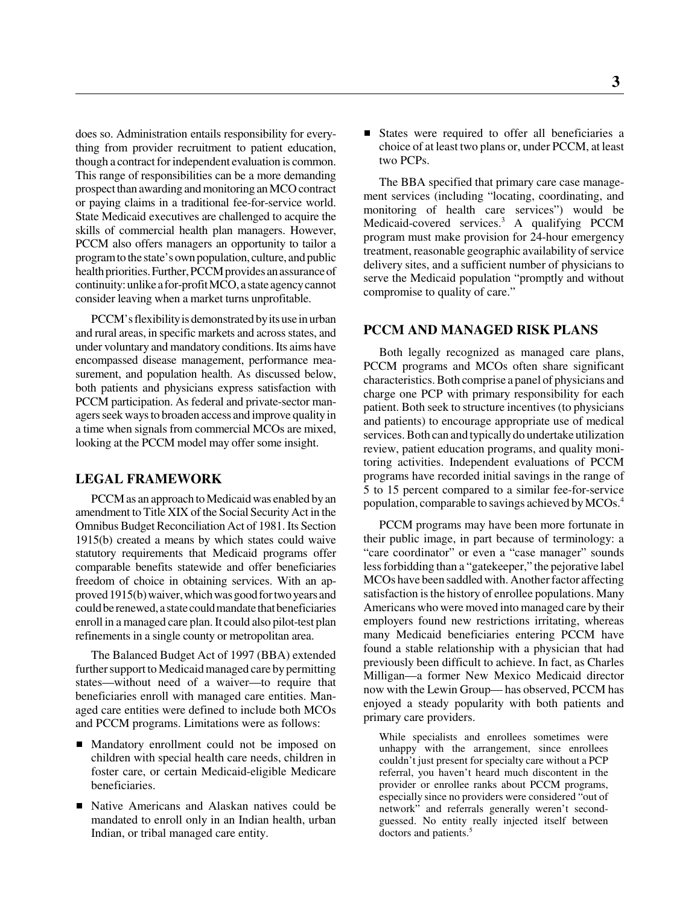does so. Administration entails responsibility for everything from provider recruitment to patient education, though a contract for independent evaluation is common. This range of responsibilities can be a more demanding prospect than awarding and monitoring an MCO contract or paying claims in a traditional fee-for-service world. State Medicaid executives are challenged to acquire the skills of commercial health plan managers. However, PCCM also offers managers an opportunity to tailor a program to the state's own population, culture, and public health priorities. Further, PCCM provides an assurance of continuity: unlike a for-profit MCO, a state agency cannot consider leaving when a market turns unprofitable.

PCCM's flexibility is demonstrated by its use in urban and rural areas, in specific markets and across states, and under voluntary and mandatory conditions. Its aims have encompassed disease management, performance measurement, and population health. As discussed below, both patients and physicians express satisfaction with PCCM participation. As federal and private-sector managers seek ways to broaden access and improve quality in a time when signals from commercial MCOs are mixed, looking at the PCCM model may offer some insight.

## LEGAL FRAMEWORK

PCCM as an approach to Medicaid was enabled by an amendment to Title XIX of the Social Security Act in the Omnibus Budget Reconciliation Act of 1981. Its Section 1915(b) created a means by which states could waive statutory requirements that Medicaid programs offer comparable benefits statewide and offer beneficiaries freedom of choice in obtaining services. With an approved 1915(b) waiver, which was good for two years and could be renewed, a state could mandate that beneficiaries enroll in a managed care plan. It could also pilot-test plan refinements in a single county or metropolitan area.

The Balanced Budget Act of 1997 (BBA) extended further support to Medicaid managed care by permitting states—without need of a waiver—to require that beneficiaries enroll with managed care entities. Managed care entities were defined to include both MCOs and PCCM programs. Limitations were as follows:

- Mandatory enrollment could not be imposed on children with special health care needs, children in foster care, or certain Medicaid-eligible Medicare beneficiaries.
- Native Americans and Alaskan natives could be mandated to enroll only in an Indian health, urban Indian, or tribal managed care entity.
- States were required to offer all beneficiaries a choice of at least two plans or, under PCCM, at least two PCPs.

The BBA specified that primary care case management services (including "locating, coordinating, and monitoring of health care services") would be Medicaid-covered services.[3] A qualifying PCCM program must make provision for 24-hour emergency treatment, reasonable geographic availability of service delivery sites, and a sufficient number of physicians to serve the Medicaid population "promptly and without compromise to quality of care."

## PCCM AND MANAGED RISK PLANS

Both legally recognized as managed care plans, PCCM programs and MCOs often share significant characteristics. Both comprise a panel of physicians and charge one PCP with primary responsibility for each patient. Both seek to structure incentives (to physicians and patients) to encourage appropriate use of medical services. Both can and typically do undertake utilization review, patient education programs, and quality monitoring activities. Independent evaluations of PCCM programs have recorded initial savings in the range of 5 to 15 percent compared to a similar fee-for-service population, comparable to savings achieved by MCOs.[4]

PCCM programs may have been more fortunate in their public image, in part because of terminology: a "care coordinator" or even a "case manager" sounds less forbidding than a "gatekeeper," the pejorative label MCOs have been saddled with. Another factor affecting satisfaction is the history of enrollee populations. Many Americans who were moved into managed care by their employers found new restrictions irritating, whereas many Medicaid beneficiaries entering PCCM have found a stable relationship with a physician that had previously been difficult to achieve. In fact, as Charles Milligan—a former New Mexico Medicaid director now with the Lewin Group— has observed, PCCM has enjoyed a steady popularity with both patients and primary care providers.

> While specialists and enrollees sometimes were unhappy with the arrangement, since enrollees couldn't just present for specialty care without a PCP referral, you haven't heard much discontent in the provider or enrollee ranks about PCCM programs, especially since no providers were considered "out of network" and referrals generally weren't second-guessed. No entity really injected itself between doctors and patients.[5]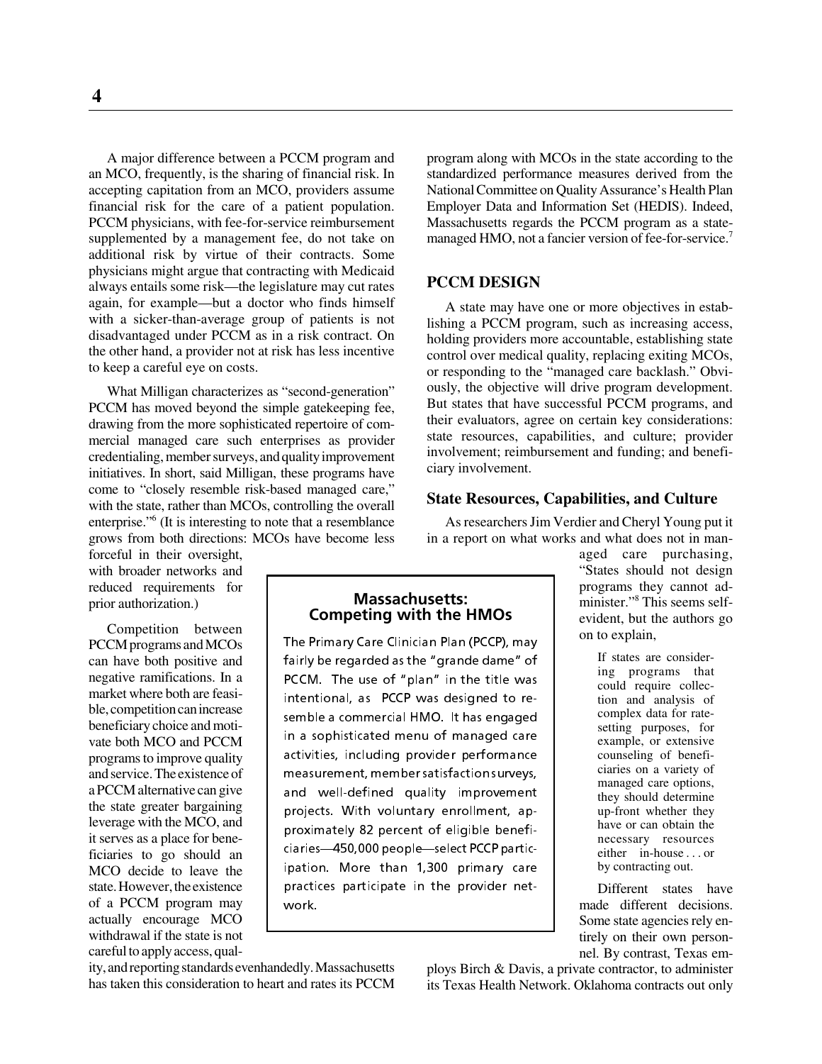A major difference between a PCCM program and an MCO, frequently, is the sharing of financial risk. In accepting capitation from an MCO, providers assume financial risk for the care of a patient population. PCCM physicians, with fee-for-service reimbursement supplemented by a management fee, do not take on additional risk by virtue of their contracts. Some physicians might argue that contracting with Medicaid always entails some risk—the legislature may cut rates again, for example—but a doctor who finds himself with a sicker-than-average group of patients is not disadvantaged under PCCM as in a risk contract. On the other hand, a provider not at risk has less incentive to keep a careful eye on costs.

What Milligan characterizes as "second-generation" PCCM has moved beyond the simple gatekeeping fee, drawing from the more sophisticated repertoire of commercial managed care such enterprises as provider credentialing, member surveys, and quality improvement initiatives. In short, said Milligan, these programs have come to "closely resemble risk-based managed care," with the state, rather than MCOs, controlling the overall enterprise."[6] (It is interesting to note that a resemblance grows from both directions: MCOs have become less forceful in their oversight, with broader networks and reduced requirements for prior authorization.)

Competition between PCCM programs and MCOs can have both positive and negative ramifications. In a market where both are feasible, competition can increase beneficiary choice and motivate both MCO and PCCM programs to improve quality and service. The existence of a PCCM alternative can give the state greater bargaining leverage with the MCO, and it serves as a place for beneficiaries to go should an MCO decide to leave the state. However, the existence of a PCCM program may actually encourage MCO withdrawal if the state is not careful to apply access, quality, and reporting standards evenhandedly. Massachusetts has taken this consideration to heart and rates its PCCM program along with MCOs in the state according to the standardized performance measures derived from the National Committee on Quality Assurance's Health Plan Employer Data and Information Set (HEDIS). Indeed, Massachusetts regards the PCCM program as a state-managed HMO, not a fancier version of fee-for-service.[7]

> **Massachusetts: Competing with the HMOs**
>
> The Primary Care Clinician Plan (PCCP), may fairly be regarded as the "grande dame" of PCCM. The use of "plan" in the title was intentional, as PCCP was designed to resemble a commercial HMO. It has engaged in a sophisticated menu of managed care activities, including provider performance measurement, member satisfaction surveys, and well-defined quality improvement projects. With voluntary enrollment, approximately 82 percent of eligible beneficiaries—450,000 people—select PCCP participation. More than 1,300 primary care practices participate in the provider network.

## PCCM DESIGN

A state may have one or more objectives in establishing a PCCM program, such as increasing access, holding providers more accountable, establishing state control over medical quality, replacing exiting MCOs, or responding to the "managed care backlash." Obviously, the objective will drive program development. But states that have successful PCCM programs, and their evaluators, agree on certain key considerations: state resources, capabilities, and culture; provider involvement; reimbursement and funding; and beneficiary involvement.

### State Resources, Capabilities, and Culture

As researchers Jim Verdier and Cheryl Young put it in a report on what works and what does not in managed care purchasing, "States should not design programs they cannot administer."[8] This seems self-evident, but the authors go on to explain,

> If states are considering programs that could require collection and analysis of complex data for rate-setting purposes, for example, or extensive counseling of beneficiaries on a variety of managed care options, they should determine up-front whether they have or can obtain the necessary resources either in-house . . . or by contracting out.

Different states have made different decisions. Some state agencies rely entirely on their own personnel. By contrast, Texas employs Birch & Davis, a private contractor, to administer its Texas Health Network. Oklahoma contracts out only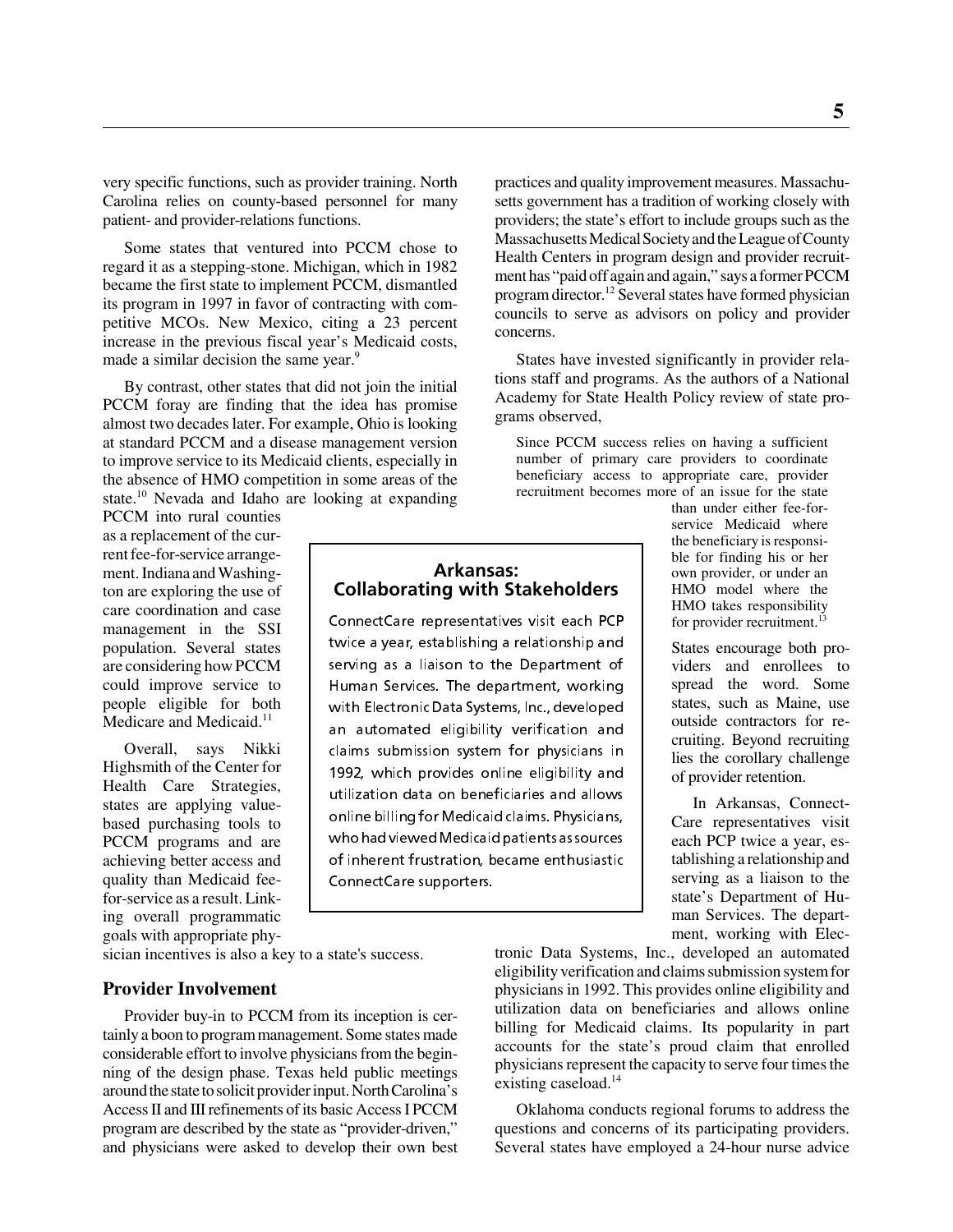very specific functions, such as provider training. North Carolina relies on county-based personnel for many patient- and provider-relations functions.

Some states that ventured into PCCM chose to regard it as a stepping-stone. Michigan, which in 1982 became the first state to implement PCCM, dismantled its program in 1997 in favor of contracting with competitive MCOs. New Mexico, citing a 23 percent increase in the previous fiscal year's Medicaid costs, made a similar decision the same year.[9]

By contrast, other states that did not join the initial PCCM foray are finding that the idea has promise almost two decades later. For example, Ohio is looking at standard PCCM and a disease management version to improve service to its Medicaid clients, especially in the absence of HMO competition in some areas of the state.[10] Nevada and Idaho are looking at expanding PCCM into rural counties as a replacement of the current fee-for-service arrangement. Indiana and Washington are exploring the use of care coordination and case management in the SSI population. Several states are considering how PCCM could improve service to people eligible for both Medicare and Medicaid.[11]

Overall, says Nikki Highsmith of the Center for Health Care Strategies, states are applying value-based purchasing tools to PCCM programs and are achieving better access and quality than Medicaid fee-for-service as a result. Linking overall programmatic goals with appropriate physician incentives is also a key to a state's success.

## Provider Involvement

Provider buy-in to PCCM from its inception is certainly a boon to program management. Some states made considerable effort to involve physicians from the beginning of the design phase. Texas held public meetings around the state to solicit provider input. North Carolina's Access II and III refinements of its basic Access I PCCM program are described by the state as "provider-driven," and physicians were asked to develop their own best practices and quality improvement measures. Massachusetts government has a tradition of working closely with providers; the state's effort to include groups such as the Massachusetts Medical Society and the League of County Health Centers in program design and provider recruitment has "paid off again and again," says a former PCCM program director.[12] Several states have formed physician councils to serve as advisors on policy and provider concerns.

States have invested significantly in provider relations staff and programs. As the authors of a National Academy for State Health Policy review of state programs observed,

> Since PCCM success relies on having a sufficient number of primary care providers to coordinate beneficiary access to appropriate care, provider recruitment becomes more of an issue for the state than under either fee-for-service Medicaid where the beneficiary is responsible for finding his or her own provider, or under an HMO model where the HMO takes responsibility for provider recruitment.[13]

States encourage both providers and enrollees to spread the word. Some states, such as Maine, use outside contractors for recruiting. Beyond recruiting lies the corollary challenge of provider retention.

In Arkansas, ConnectCare representatives visit each PCP twice a year, establishing a relationship and serving as a liaison to the state's Department of Human Services. The department, working with Electronic Data Systems, Inc., developed an automated eligibility verification and claims submission system for physicians in 1992. This provides online eligibility and utilization data on beneficiaries and allows online billing for Medicaid claims. Its popularity in part accounts for the state's proud claim that enrolled physicians represent the capacity to serve four times the existing caseload.[14]

Oklahoma conducts regional forums to address the questions and concerns of its participating providers. Several states have employed a 24-hour nurse advice

### Arkansas: Collaborating with Stakeholders

ConnectCare representatives visit each PCP twice a year, establishing a relationship and serving as a liaison to the Department of Human Services. The department, working with Electronic Data Systems, Inc., developed an automated eligibility verification and claims submission system for physicians in 1992, which provides online eligibility and utilization data on beneficiaries and allows online billing for Medicaid claims. Physicians, who had viewed Medicaid patients as sources of inherent frustration, became enthusiastic ConnectCare supporters.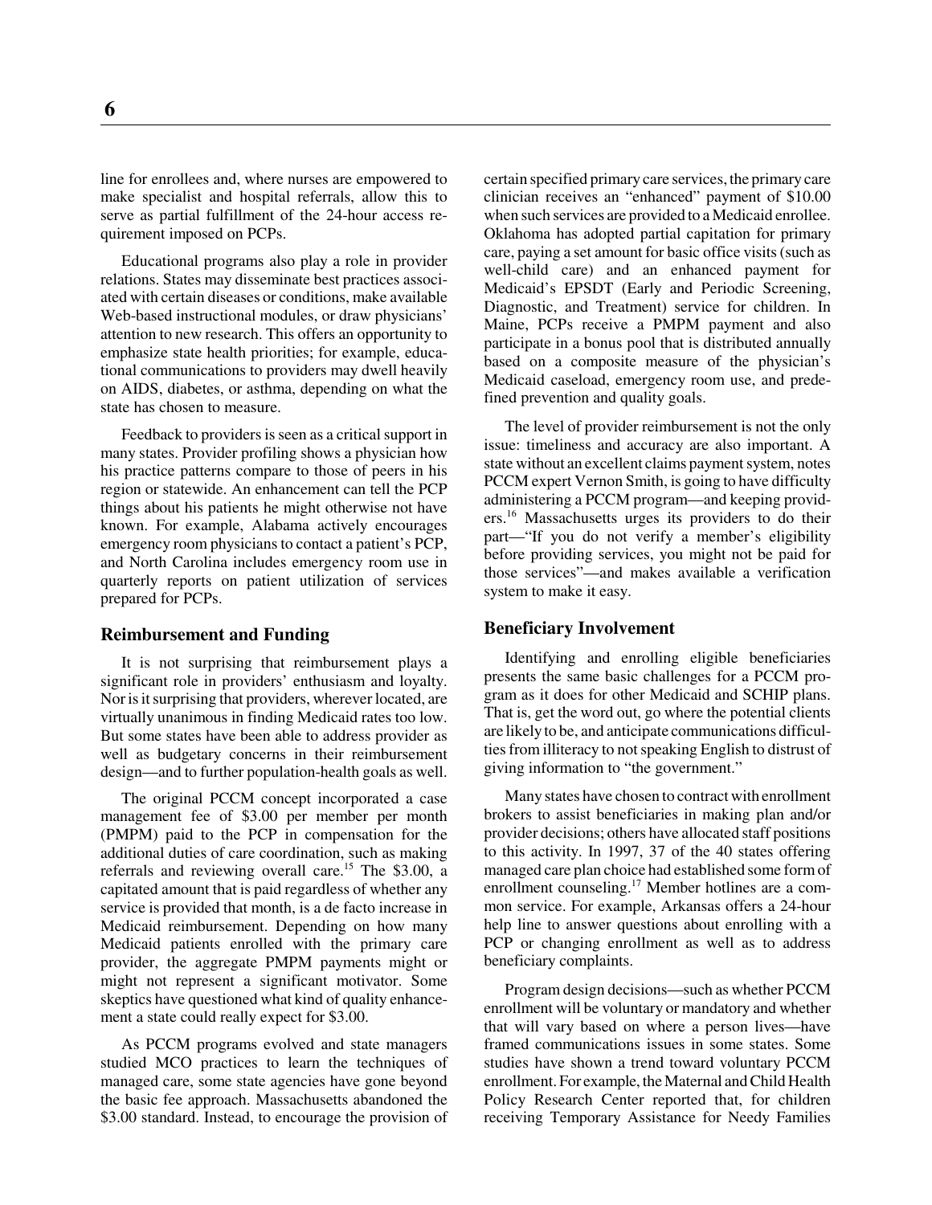line for enrollees and, where nurses are empowered to make specialist and hospital referrals, allow this to serve as partial fulfillment of the 24-hour access requirement imposed on PCPs.

Educational programs also play a role in provider relations. States may disseminate best practices associated with certain diseases or conditions, make available Web-based instructional modules, or draw physicians' attention to new research. This offers an opportunity to emphasize state health priorities; for example, educational communications to providers may dwell heavily on AIDS, diabetes, or asthma, depending on what the state has chosen to measure.

Feedback to providers is seen as a critical support in many states. Provider profiling shows a physician how his practice patterns compare to those of peers in his region or statewide. An enhancement can tell the PCP things about his patients he might otherwise not have known. For example, Alabama actively encourages emergency room physicians to contact a patient's PCP, and North Carolina includes emergency room use in quarterly reports on patient utilization of services prepared for PCPs.

### Reimbursement and Funding

It is not surprising that reimbursement plays a significant role in providers' enthusiasm and loyalty. Nor is it surprising that providers, wherever located, are virtually unanimous in finding Medicaid rates too low. But some states have been able to address provider as well as budgetary concerns in their reimbursement design—and to further population-health goals as well.

The original PCCM concept incorporated a case management fee of $3.00 per member per month (PMPM) paid to the PCP in compensation for the additional duties of care coordination, such as making referrals and reviewing overall care.[15] The $3.00, a capitated amount that is paid regardless of whether any service is provided that month, is a de facto increase in Medicaid reimbursement. Depending on how many Medicaid patients enrolled with the primary care provider, the aggregate PMPM payments might or might not represent a significant motivator. Some skeptics have questioned what kind of quality enhancement a state could really expect for $3.00.

As PCCM programs evolved and state managers studied MCO practices to learn the techniques of managed care, some state agencies have gone beyond the basic fee approach. Massachusetts abandoned the $3.00 standard. Instead, to encourage the provision of certain specified primary care services, the primary care clinician receives an "enhanced" payment of $10.00 when such services are provided to a Medicaid enrollee. Oklahoma has adopted partial capitation for primary care, paying a set amount for basic office visits (such as well-child care) and an enhanced payment for Medicaid's EPSDT (Early and Periodic Screening, Diagnostic, and Treatment) service for children. In Maine, PCPs receive a PMPM payment and also participate in a bonus pool that is distributed annually based on a composite measure of the physician's Medicaid caseload, emergency room use, and predefined prevention and quality goals.

The level of provider reimbursement is not the only issue: timeliness and accuracy are also important. A state without an excellent claims payment system, notes PCCM expert Vernon Smith, is going to have difficulty administering a PCCM program—and keeping providers.[16] Massachusetts urges its providers to do their part—"If you do not verify a member's eligibility before providing services, you might not be paid for those services"—and makes available a verification system to make it easy.

### Beneficiary Involvement

Identifying and enrolling eligible beneficiaries presents the same basic challenges for a PCCM program as it does for other Medicaid and SCHIP plans. That is, get the word out, go where the potential clients are likely to be, and anticipate communications difficulties from illiteracy to not speaking English to distrust of giving information to "the government."

Many states have chosen to contract with enrollment brokers to assist beneficiaries in making plan and/or provider decisions; others have allocated staff positions to this activity. In 1997, 37 of the 40 states offering managed care plan choice had established some form of enrollment counseling.[17] Member hotlines are a common service. For example, Arkansas offers a 24-hour help line to answer questions about enrolling with a PCP or changing enrollment as well as to address beneficiary complaints.

Program design decisions—such as whether PCCM enrollment will be voluntary or mandatory and whether that will vary based on where a person lives—have framed communications issues in some states. Some studies have shown a trend toward voluntary PCCM enrollment. For example, the Maternal and Child Health Policy Research Center reported that, for children receiving Temporary Assistance for Needy Families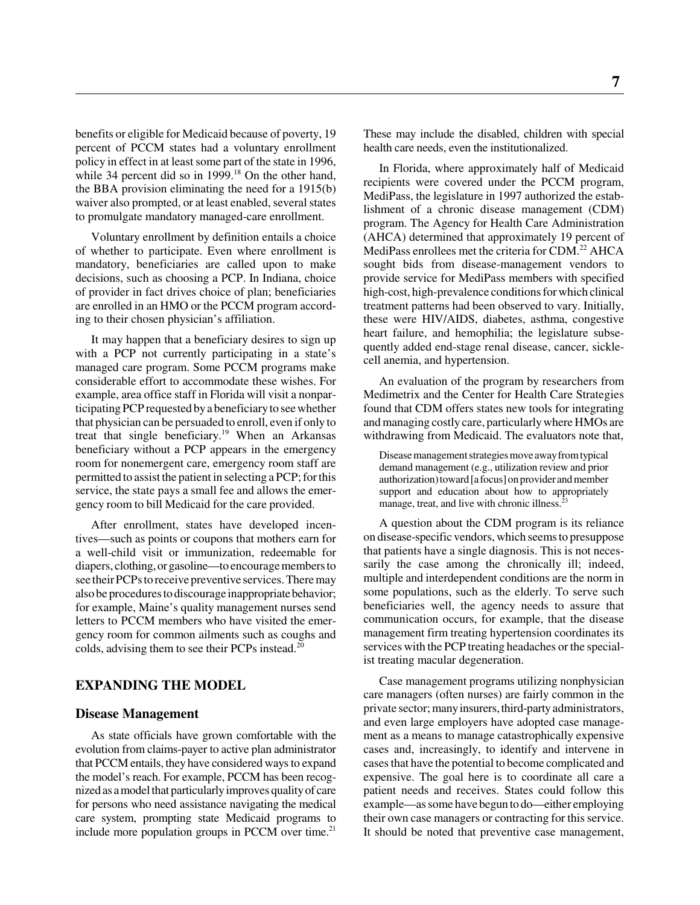benefits or eligible for Medicaid because of poverty, 19 percent of PCCM states had a voluntary enrollment policy in effect in at least some part of the state in 1996, while 34 percent did so in 1999.[18] On the other hand, the BBA provision eliminating the need for a 1915(b) waiver also prompted, or at least enabled, several states to promulgate mandatory managed-care enrollment.

Voluntary enrollment by definition entails a choice of whether to participate. Even where enrollment is mandatory, beneficiaries are called upon to make decisions, such as choosing a PCP. In Indiana, choice of provider in fact drives choice of plan; beneficiaries are enrolled in an HMO or the PCCM program according to their chosen physician's affiliation.

It may happen that a beneficiary desires to sign up with a PCP not currently participating in a state's managed care program. Some PCCM programs make considerable effort to accommodate these wishes. For example, area office staff in Florida will visit a nonparticipating PCP requested by a beneficiary to see whether that physician can be persuaded to enroll, even if only to treat that single beneficiary.[19] When an Arkansas beneficiary without a PCP appears in the emergency room for nonemergent care, emergency room staff are permitted to assist the patient in selecting a PCP; for this service, the state pays a small fee and allows the emergency room to bill Medicaid for the care provided.

After enrollment, states have developed incentives—such as points or coupons that mothers earn for a well-child visit or immunization, redeemable for diapers, clothing, or gasoline—to encourage members to see their PCPs to receive preventive services. There may also be procedures to discourage inappropriate behavior; for example, Maine's quality management nurses send letters to PCCM members who have visited the emergency room for common ailments such as coughs and colds, advising them to see their PCPs instead.[20]

## EXPANDING THE MODEL

### Disease Management

As state officials have grown comfortable with the evolution from claims-payer to active plan administrator that PCCM entails, they have considered ways to expand the model's reach. For example, PCCM has been recognized as a model that particularly improves quality of care for persons who need assistance navigating the medical care system, prompting state Medicaid programs to include more population groups in PCCM over time.[21] These may include the disabled, children with special health care needs, even the institutionalized.

In Florida, where approximately half of Medicaid recipients were covered under the PCCM program, MediPass, the legislature in 1997 authorized the establishment of a chronic disease management (CDM) program. The Agency for Health Care Administration (AHCA) determined that approximately 19 percent of MediPass enrollees met the criteria for CDM.[22] AHCA sought bids from disease-management vendors to provide service for MediPass members with specified high-cost, high-prevalence conditions for which clinical treatment patterns had been observed to vary. Initially, these were HIV/AIDS, diabetes, asthma, congestive heart failure, and hemophilia; the legislature subsequently added end-stage renal disease, cancer, sickle-cell anemia, and hypertension.

An evaluation of the program by researchers from Medimetrix and the Center for Health Care Strategies found that CDM offers states new tools for integrating and managing costly care, particularly where HMOs are withdrawing from Medicaid. The evaluators note that,

> Disease management strategies move away from typical demand management (e.g., utilization review and prior authorization) toward [a focus] on provider and member support and education about how to appropriately manage, treat, and live with chronic illness.[23]

A question about the CDM program is its reliance on disease-specific vendors, which seems to presuppose that patients have a single diagnosis. This is not necessarily the case among the chronically ill; indeed, multiple and interdependent conditions are the norm in some populations, such as the elderly. To serve such beneficiaries well, the agency needs to assure that communication occurs, for example, that the disease management firm treating hypertension coordinates its services with the PCP treating headaches or the specialist treating macular degeneration.

Case management programs utilizing nonphysician care managers (often nurses) are fairly common in the private sector; many insurers, third-party administrators, and even large employers have adopted case management as a means to manage catastrophically expensive cases and, increasingly, to identify and intervene in cases that have the potential to become complicated and expensive. The goal here is to coordinate all care a patient needs and receives. States could follow this example—as some have begun to do—either employing their own case managers or contracting for this service. It should be noted that preventive case management,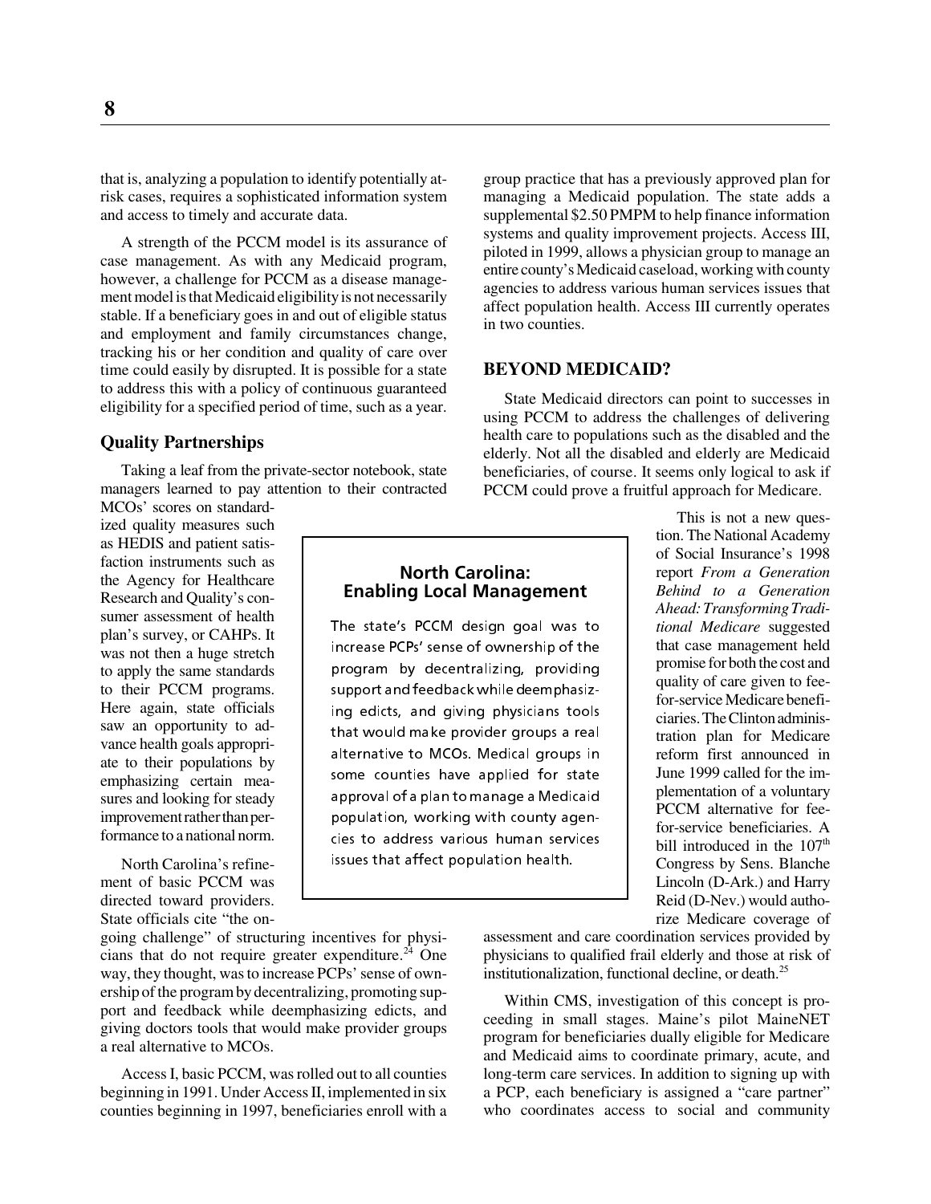that is, analyzing a population to identify potentially at-risk cases, requires a sophisticated information system and access to timely and accurate data.

A strength of the PCCM model is its assurance of case management. As with any Medicaid program, however, a challenge for PCCM as a disease management model is that Medicaid eligibility is not necessarily stable. If a beneficiary goes in and out of eligible status and employment and family circumstances change, tracking his or her condition and quality of care over time could easily by disrupted. It is possible for a state to address this with a policy of continuous guaranteed eligibility for a specified period of time, such as a year.

### Quality Partnerships

Taking a leaf from the private-sector notebook, state managers learned to pay attention to their contracted MCOs' scores on standardized quality measures such as HEDIS and patient satisfaction instruments such as the Agency for Healthcare Research and Quality's consumer assessment of health plan's survey, or CAHPs. It was not then a huge stretch to apply the same standards to their PCCM programs. Here again, state officials saw an opportunity to advance health goals appropriate to their populations by emphasizing certain measures and looking for steady improvement rather than performance to a national norm.

North Carolina's refinement of basic PCCM was directed toward providers. State officials cite "the ongoing challenge" of structuring incentives for physicians that do not require greater expenditure.[24] One way, they thought, was to increase PCPs' sense of ownership of the program by decentralizing, promoting support and feedback while deemphasizing edicts, and giving doctors tools that would make provider groups a real alternative to MCOs.

Access I, basic PCCM, was rolled out to all counties beginning in 1991. Under Access II, implemented in six counties beginning in 1997, beneficiaries enroll with a group practice that has a previously approved plan for managing a Medicaid population. The state adds a supplemental $2.50 PMPM to help finance information systems and quality improvement projects. Access III, piloted in 1999, allows a physician group to manage an entire county's Medicaid caseload, working with county agencies to address various human services issues that affect population health. Access III currently operates in two counties.

> **North Carolina: Enabling Local Management**
>
> The state's PCCM design goal was to increase PCPs' sense of ownership of the program by decentralizing, providing support and feedback while deemphasizing edicts, and giving physicians tools that would make provider groups a real alternative to MCOs. Medical groups in some counties have applied for state approval of a plan to manage a Medicaid population, working with county agencies to address various human services issues that affect population health.

## BEYOND MEDICAID?

State Medicaid directors can point to successes in using PCCM to address the challenges of delivering health care to populations such as the disabled and the elderly. Not all the disabled and elderly are Medicaid beneficiaries, of course. It seems only logical to ask if PCCM could prove a fruitful approach for Medicare.

This is not a new question. The National Academy of Social Insurance's 1998 report *From a Generation Behind to a Generation Ahead: Transforming Traditional Medicare* suggested that case management held promise for both the cost and quality of care given to fee-for-service Medicare beneficiaries. The Clinton administration plan for Medicare reform first announced in June 1999 called for the implementation of a voluntary PCCM alternative for fee-for-service beneficiaries. A bill introduced in the 107th Congress by Sens. Blanche Lincoln (D-Ark.) and Harry Reid (D-Nev.) would authorize Medicare coverage of assessment and care coordination services provided by physicians to qualified frail elderly and those at risk of institutionalization, functional decline, or death.[25]

Within CMS, investigation of this concept is proceeding in small stages. Maine's pilot MaineNET program for beneficiaries dually eligible for Medicare and Medicaid aims to coordinate primary, acute, and long-term care services. In addition to signing up with a PCP, each beneficiary is assigned a "care partner" who coordinates access to social and community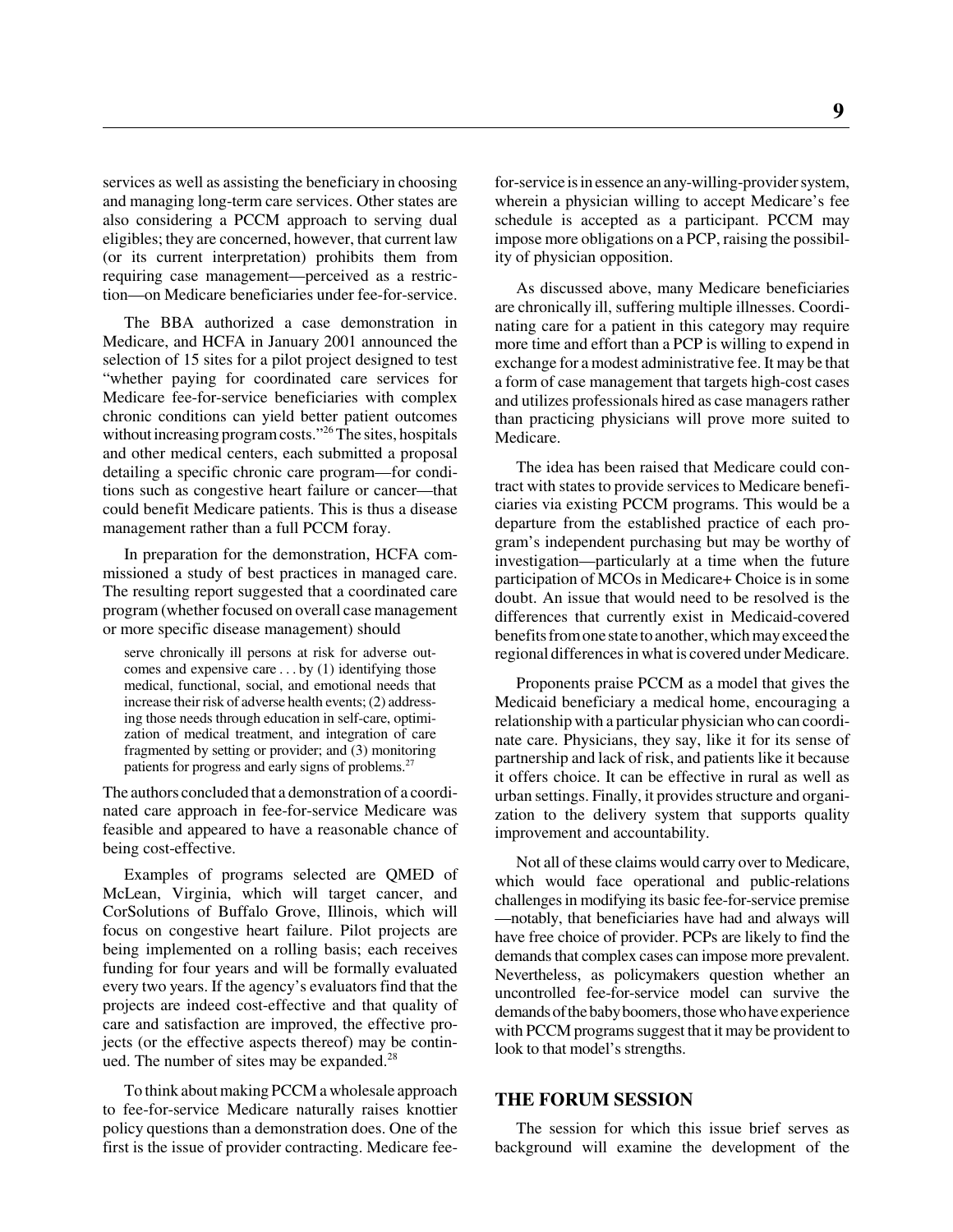services as well as assisting the beneficiary in choosing and managing long-term care services. Other states are also considering a PCCM approach to serving dual eligibles; they are concerned, however, that current law (or its current interpretation) prohibits them from requiring case management—perceived as a restriction—on Medicare beneficiaries under fee-for-service.

The BBA authorized a case demonstration in Medicare, and HCFA in January 2001 announced the selection of 15 sites for a pilot project designed to test "whether paying for coordinated care services for Medicare fee-for-service beneficiaries with complex chronic conditions can yield better patient outcomes without increasing program costs."[26] The sites, hospitals and other medical centers, each submitted a proposal detailing a specific chronic care program—for conditions such as congestive heart failure or cancer—that could benefit Medicare patients. This is thus a disease management rather than a full PCCM foray.

In preparation for the demonstration, HCFA commissioned a study of best practices in managed care. The resulting report suggested that a coordinated care program (whether focused on overall case management or more specific disease management) should

> serve chronically ill persons at risk for adverse outcomes and expensive care . . . by (1) identifying those medical, functional, social, and emotional needs that increase their risk of adverse health events; (2) addressing those needs through education in self-care, optimization of medical treatment, and integration of care fragmented by setting or provider; and (3) monitoring patients for progress and early signs of problems.[27]

The authors concluded that a demonstration of a coordinated care approach in fee-for-service Medicare was feasible and appeared to have a reasonable chance of being cost-effective.

Examples of programs selected are QMED of McLean, Virginia, which will target cancer, and CorSolutions of Buffalo Grove, Illinois, which will focus on congestive heart failure. Pilot projects are being implemented on a rolling basis; each receives funding for four years and will be formally evaluated every two years. If the agency's evaluators find that the projects are indeed cost-effective and that quality of care and satisfaction are improved, the effective projects (or the effective aspects thereof) may be continued. The number of sites may be expanded.[28]

To think about making PCCM a wholesale approach to fee-for-service Medicare naturally raises knottier policy questions than a demonstration does. One of the first is the issue of provider contracting. Medicare fee-for-service is in essence an any-willing-provider system, wherein a physician willing to accept Medicare's fee schedule is accepted as a participant. PCCM may impose more obligations on a PCP, raising the possibility of physician opposition.

As discussed above, many Medicare beneficiaries are chronically ill, suffering multiple illnesses. Coordinating care for a patient in this category may require more time and effort than a PCP is willing to expend in exchange for a modest administrative fee. It may be that a form of case management that targets high-cost cases and utilizes professionals hired as case managers rather than practicing physicians will prove more suited to Medicare.

The idea has been raised that Medicare could contract with states to provide services to Medicare beneficiaries via existing PCCM programs. This would be a departure from the established practice of each program's independent purchasing but may be worthy of investigation—particularly at a time when the future participation of MCOs in Medicare+ Choice is in some doubt. An issue that would need to be resolved is the differences that currently exist in Medicaid-covered benefits from one state to another, which may exceed the regional differences in what is covered under Medicare.

Proponents praise PCCM as a model that gives the Medicaid beneficiary a medical home, encouraging a relationship with a particular physician who can coordinate care. Physicians, they say, like it for its sense of partnership and lack of risk, and patients like it because it offers choice. It can be effective in rural as well as urban settings. Finally, it provides structure and organization to the delivery system that supports quality improvement and accountability.

Not all of these claims would carry over to Medicare, which would face operational and public-relations challenges in modifying its basic fee-for-service premise—notably, that beneficiaries have had and always will have free choice of provider. PCPs are likely to find the demands that complex cases can impose more prevalent. Nevertheless, as policymakers question whether an uncontrolled fee-for-service model can survive the demands of the baby boomers, those who have experience with PCCM programs suggest that it may be provident to look to that model's strengths.

## THE FORUM SESSION

The session for which this issue brief serves as background will examine the development of the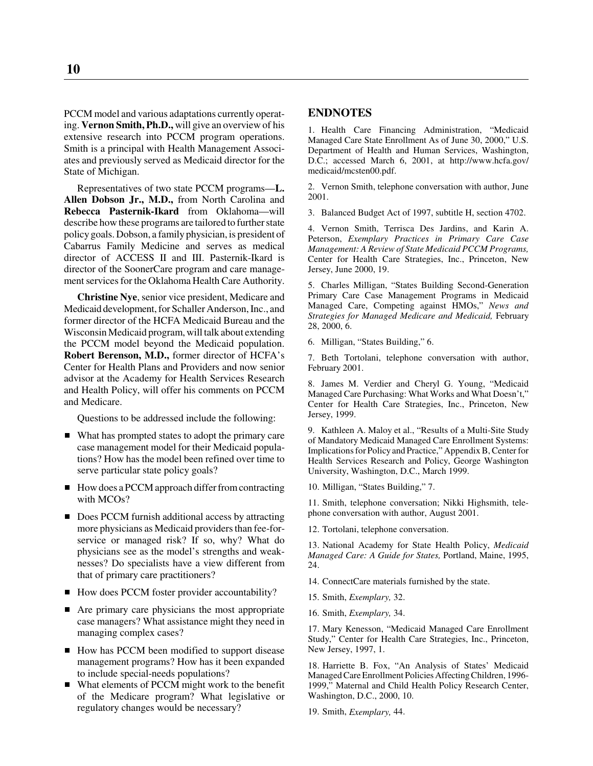PCCM model and various adaptations currently operating. **Vernon Smith, Ph.D.,** will give an overview of his extensive research into PCCM program operations. Smith is a principal with Health Management Associates and previously served as Medicaid director for the State of Michigan.

Representatives of two state PCCM programs—**L. Allen Dobson Jr., M.D.,** from North Carolina and **Rebecca Pasternik-Ikard** from Oklahoma—will describe how these programs are tailored to further state policy goals. Dobson, a family physician, is president of Cabarrus Family Medicine and serves as medical director of ACCESS II and III. Pasternik-Ikard is director of the SoonerCare program and care management services for the Oklahoma Health Care Authority.

**Christine Nye**, senior vice president, Medicare and Medicaid development, for Schaller Anderson, Inc., and former director of the HCFA Medicaid Bureau and the Wisconsin Medicaid program, will talk about extending the PCCM model beyond the Medicaid population. **Robert Berenson, M.D.,** former director of HCFA's Center for Health Plans and Providers and now senior advisor at the Academy for Health Services Research and Health Policy, will offer his comments on PCCM and Medicare.

Questions to be addressed include the following:

- What has prompted states to adopt the primary care case management model for their Medicaid populations? How has the model been refined over time to serve particular state policy goals?
- How does a PCCM approach differ from contracting with MCOs?
- Does PCCM furnish additional access by attracting more physicians as Medicaid providers than fee-for-service or managed risk? If so, why? What do physicians see as the model's strengths and weaknesses? Do specialists have a view different from that of primary care practitioners?
- How does PCCM foster provider accountability?
- Are primary care physicians the most appropriate case managers? What assistance might they need in managing complex cases?
- How has PCCM been modified to support disease management programs? How has it been expanded to include special-needs populations?
- What elements of PCCM might work to the benefit of the Medicare program? What legislative or regulatory changes would be necessary?

## ENDNOTES

1. Health Care Financing Administration, "Medicaid Managed Care State Enrollment As of June 30, 2000," U.S. Department of Health and Human Services, Washington, D.C.; accessed March 6, 2001, at http://www.hcfa.gov/medicaid/mcsten00.pdf.

2. Vernon Smith, telephone conversation with author, June 2001.

3. Balanced Budget Act of 1997, subtitle H, section 4702.

4. Vernon Smith, Terrisca Des Jardins, and Karin A. Peterson, *Exemplary Practices in Primary Care Case Management: A Review of State Medicaid PCCM Programs,* Center for Health Care Strategies, Inc., Princeton, New Jersey, June 2000, 19.

5. Charles Milligan, "States Building Second-Generation Primary Care Case Management Programs in Medicaid Managed Care, Competing against HMOs," *News and Strategies for Managed Medicare and Medicaid,* February 28, 2000, 6.

6. Milligan, "States Building," 6.

7. Beth Tortolani, telephone conversation with author, February 2001.

8. James M. Verdier and Cheryl G. Young, "Medicaid Managed Care Purchasing: What Works and What Doesn't," Center for Health Care Strategies, Inc., Princeton, New Jersey, 1999.

9. Kathleen A. Maloy et al., "Results of a Multi-Site Study of Mandatory Medicaid Managed Care Enrollment Systems: Implications for Policy and Practice," Appendix B, Center for Health Services Research and Policy, George Washington University, Washington, D.C., March 1999.

10. Milligan, "States Building," 7.

11. Smith, telephone conversation; Nikki Highsmith, telephone conversation with author, August 2001.

12. Tortolani, telephone conversation.

13. National Academy for State Health Policy, *Medicaid Managed Care: A Guide for States,* Portland, Maine, 1995, 24.

14. ConnectCare materials furnished by the state.

15. Smith, *Exemplary,* 32.

16. Smith, *Exemplary,* 34.

17. Mary Kenesson, "Medicaid Managed Care Enrollment Study," Center for Health Care Strategies, Inc., Princeton, New Jersey, 1997, 1.

18. Harriette B. Fox, "An Analysis of States' Medicaid Managed Care Enrollment Policies Affecting Children, 1996-1999," Maternal and Child Health Policy Research Center, Washington, D.C., 2000, 10.

19. Smith, *Exemplary,* 44.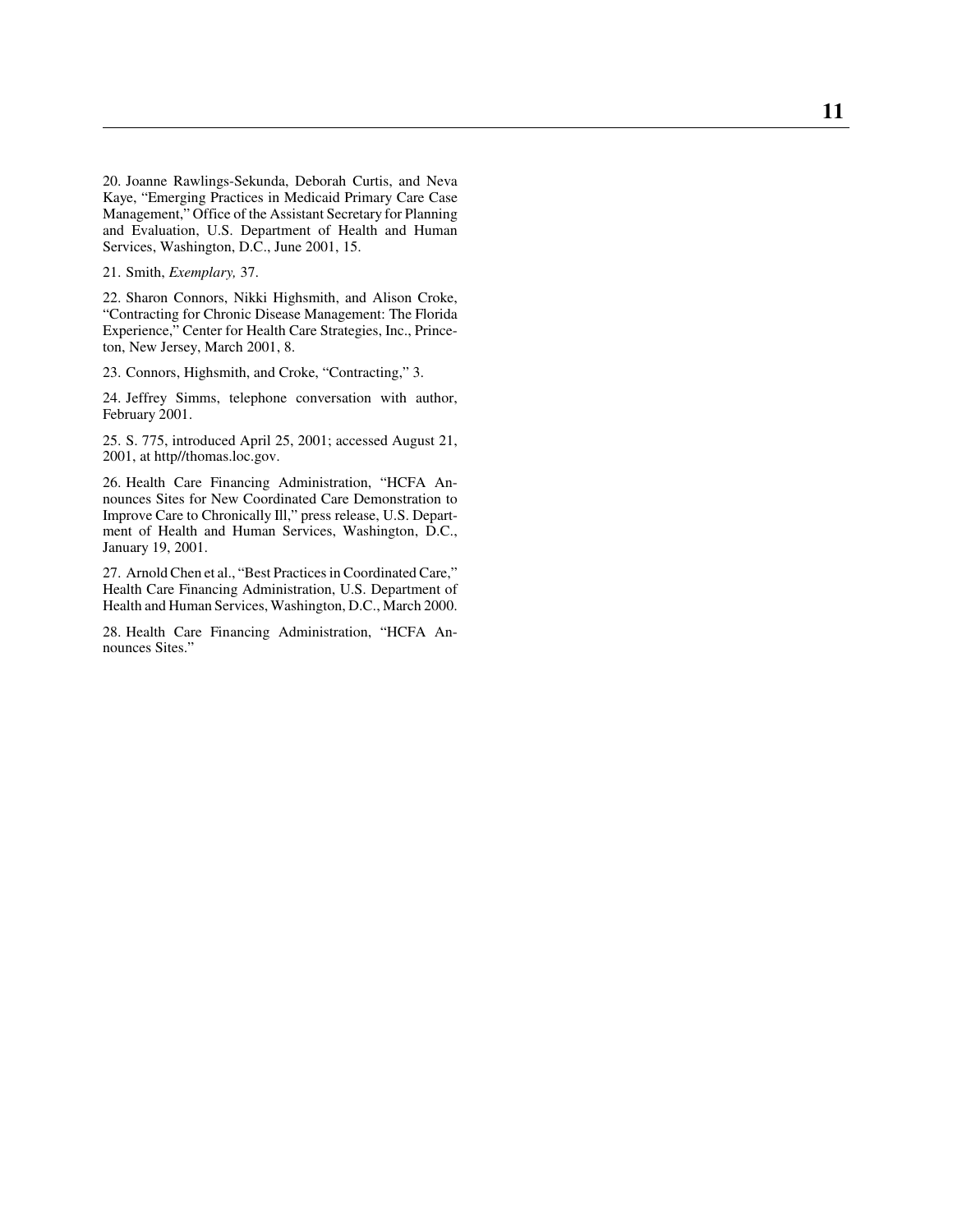20. Joanne Rawlings-Sekunda, Deborah Curtis, and Neva Kaye, "Emerging Practices in Medicaid Primary Care Case Management," Office of the Assistant Secretary for Planning and Evaluation, U.S. Department of Health and Human Services, Washington, D.C., June 2001, 15.

21. Smith, *Exemplary,* 37.

22. Sharon Connors, Nikki Highsmith, and Alison Croke, "Contracting for Chronic Disease Management: The Florida Experience," Center for Health Care Strategies, Inc., Princeton, New Jersey, March 2001, 8.

23. Connors, Highsmith, and Croke, "Contracting," 3.

24. Jeffrey Simms, telephone conversation with author, February 2001.

25. S. 775, introduced April 25, 2001; accessed August 21, 2001, at http//thomas.loc.gov.

26. Health Care Financing Administration, "HCFA Announces Sites for New Coordinated Care Demonstration to Improve Care to Chronically Ill," press release, U.S. Department of Health and Human Services, Washington, D.C., January 19, 2001.

27. Arnold Chen et al., "Best Practices in Coordinated Care," Health Care Financing Administration, U.S. Department of Health and Human Services, Washington, D.C., March 2000.

28. Health Care Financing Administration, "HCFA Announces Sites."